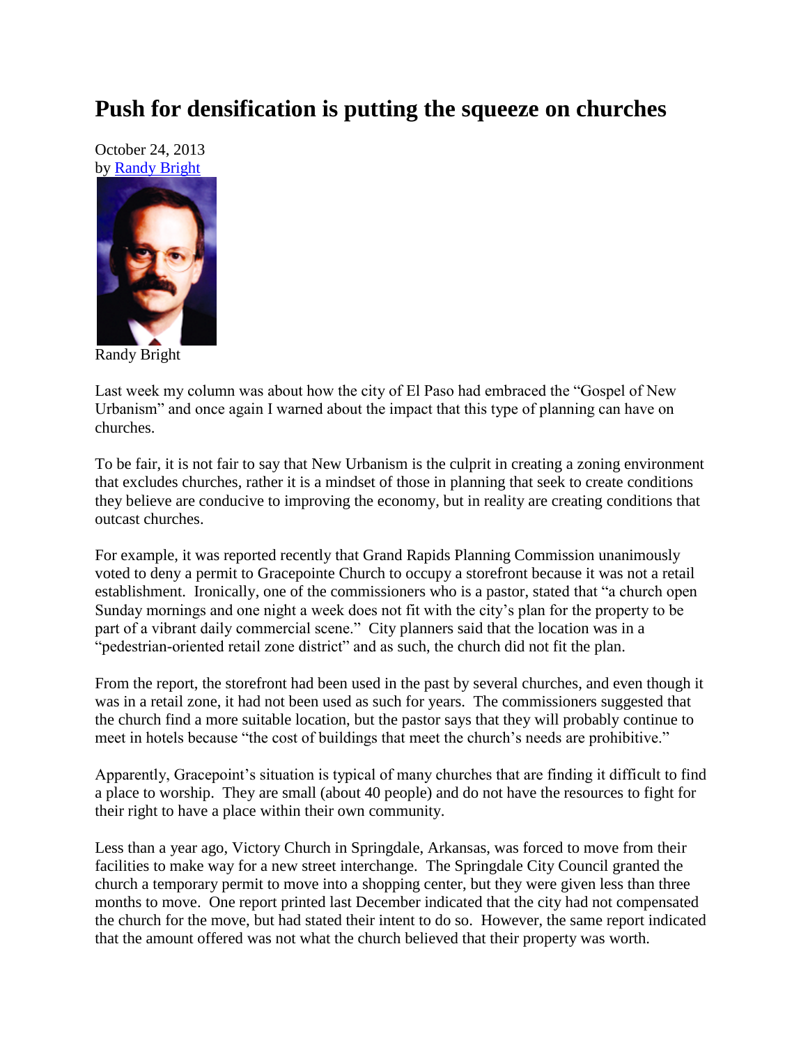# Push for densification is putting the squeeze on churches

October 24, 2013
by Randy Bright

Randy Bright

Last week my column was about how the city of El Paso had embraced the "Gospel of New Urbanism" and once again I warned about the impact that this type of planning can have on churches.

To be fair, it is not fair to say that New Urbanism is the culprit in creating a zoning environment that excludes churches, rather it is a mindset of those in planning that seek to create conditions they believe are conducive to improving the economy, but in reality are creating conditions that outcast churches.

For example, it was reported recently that Grand Rapids Planning Commission unanimously voted to deny a permit to Gracepointe Church to occupy a storefront because it was not a retail establishment. Ironically, one of the commissioners who is a pastor, stated that "a church open Sunday mornings and one night a week does not fit with the city's plan for the property to be part of a vibrant daily commercial scene." City planners said that the location was in a "pedestrian-oriented retail zone district" and as such, the church did not fit the plan.

From the report, the storefront had been used in the past by several churches, and even though it was in a retail zone, it had not been used as such for years. The commissioners suggested that the church find a more suitable location, but the pastor says that they will probably continue to meet in hotels because "the cost of buildings that meet the church's needs are prohibitive."

Apparently, Gracepoint's situation is typical of many churches that are finding it difficult to find a place to worship. They are small (about 40 people) and do not have the resources to fight for their right to have a place within their own community.

Less than a year ago, Victory Church in Springdale, Arkansas, was forced to move from their facilities to make way for a new street interchange. The Springdale City Council granted the church a temporary permit to move into a shopping center, but they were given less than three months to move. One report printed last December indicated that the city had not compensated the church for the move, but had stated their intent to do so. However, the same report indicated that the amount offered was not what the church believed that their property was worth.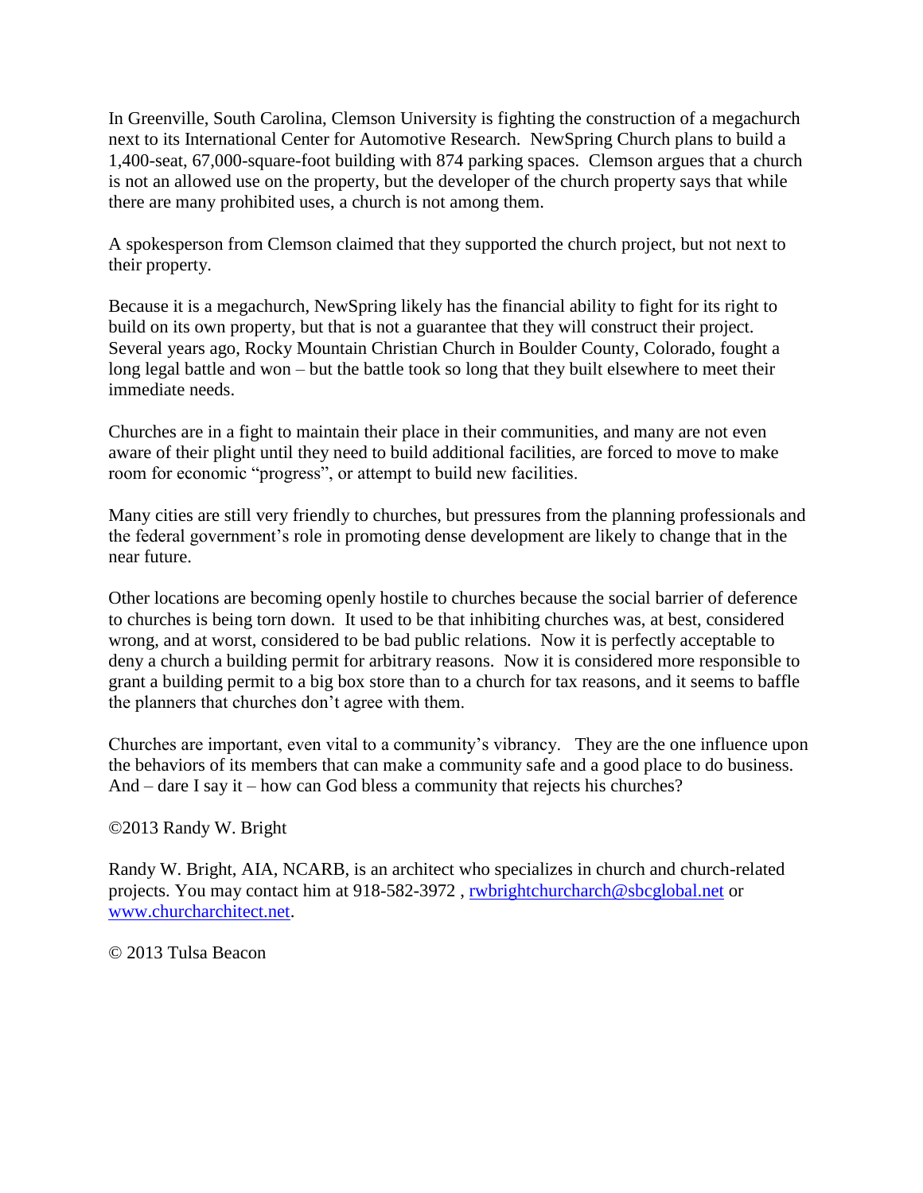In Greenville, South Carolina, Clemson University is fighting the construction of a megachurch next to its International Center for Automotive Research. NewSpring Church plans to build a 1,400-seat, 67,000-square-foot building with 874 parking spaces. Clemson argues that a church is not an allowed use on the property, but the developer of the church property says that while there are many prohibited uses, a church is not among them.

A spokesperson from Clemson claimed that they supported the church project, but not next to their property.

Because it is a megachurch, NewSpring likely has the financial ability to fight for its right to build on its own property, but that is not a guarantee that they will construct their project. Several years ago, Rocky Mountain Christian Church in Boulder County, Colorado, fought a long legal battle and won – but the battle took so long that they built elsewhere to meet their immediate needs.

Churches are in a fight to maintain their place in their communities, and many are not even aware of their plight until they need to build additional facilities, are forced to move to make room for economic "progress", or attempt to build new facilities.

Many cities are still very friendly to churches, but pressures from the planning professionals and the federal government's role in promoting dense development are likely to change that in the near future.

Other locations are becoming openly hostile to churches because the social barrier of deference to churches is being torn down. It used to be that inhibiting churches was, at best, considered wrong, and at worst, considered to be bad public relations. Now it is perfectly acceptable to deny a church a building permit for arbitrary reasons. Now it is considered more responsible to grant a building permit to a big box store than to a church for tax reasons, and it seems to baffle the planners that churches don't agree with them.

Churches are important, even vital to a community's vibrancy. They are the one influence upon the behaviors of its members that can make a community safe and a good place to do business. And – dare I say it – how can God bless a community that rejects his churches?

©2013 Randy W. Bright

Randy W. Bright, AIA, NCARB, is an architect who specializes in church and church-related projects. You may contact him at 918-582-3972 , [rwbrightchurcharch@sbcglobal.net](mailto:rwbrightchurcharch@sbcglobal.net) or [www.churcharchitect.net](http://www.churcharchitect.net).

© 2013 Tulsa Beacon